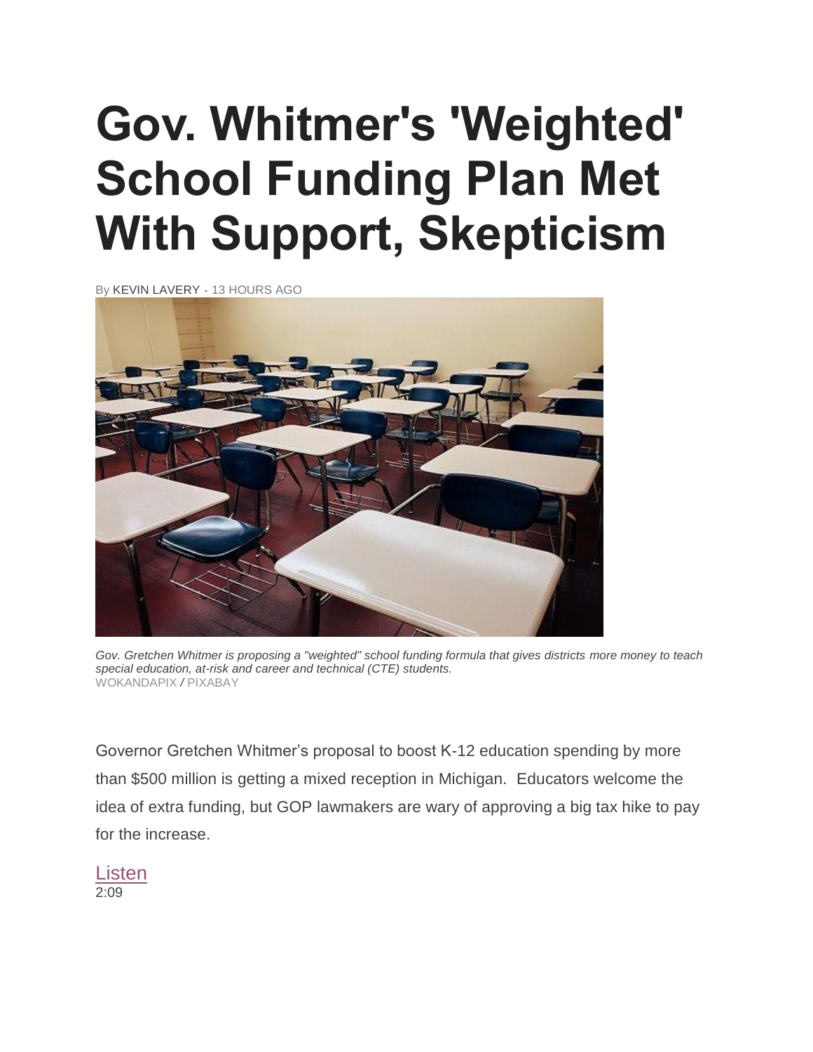# Gov. Whitmer's 'Weighted' School Funding Plan Met With Support, Skepticism

By KEVIN LAVERY • 13 HOURS AGO

*Gov. Gretchen Whitmer is proposing a "weighted" school funding formula that gives districts more money to teach special education, at-risk and career and technical (CTE) students.*
WOKANDAPIX / PIXABAY

Governor Gretchen Whitmer's proposal to boost K-12 education spending by more than $500 million is getting a mixed reception in Michigan. Educators welcome the idea of extra funding, but GOP lawmakers are wary of approving a big tax hike to pay for the increase.

Listen
2:09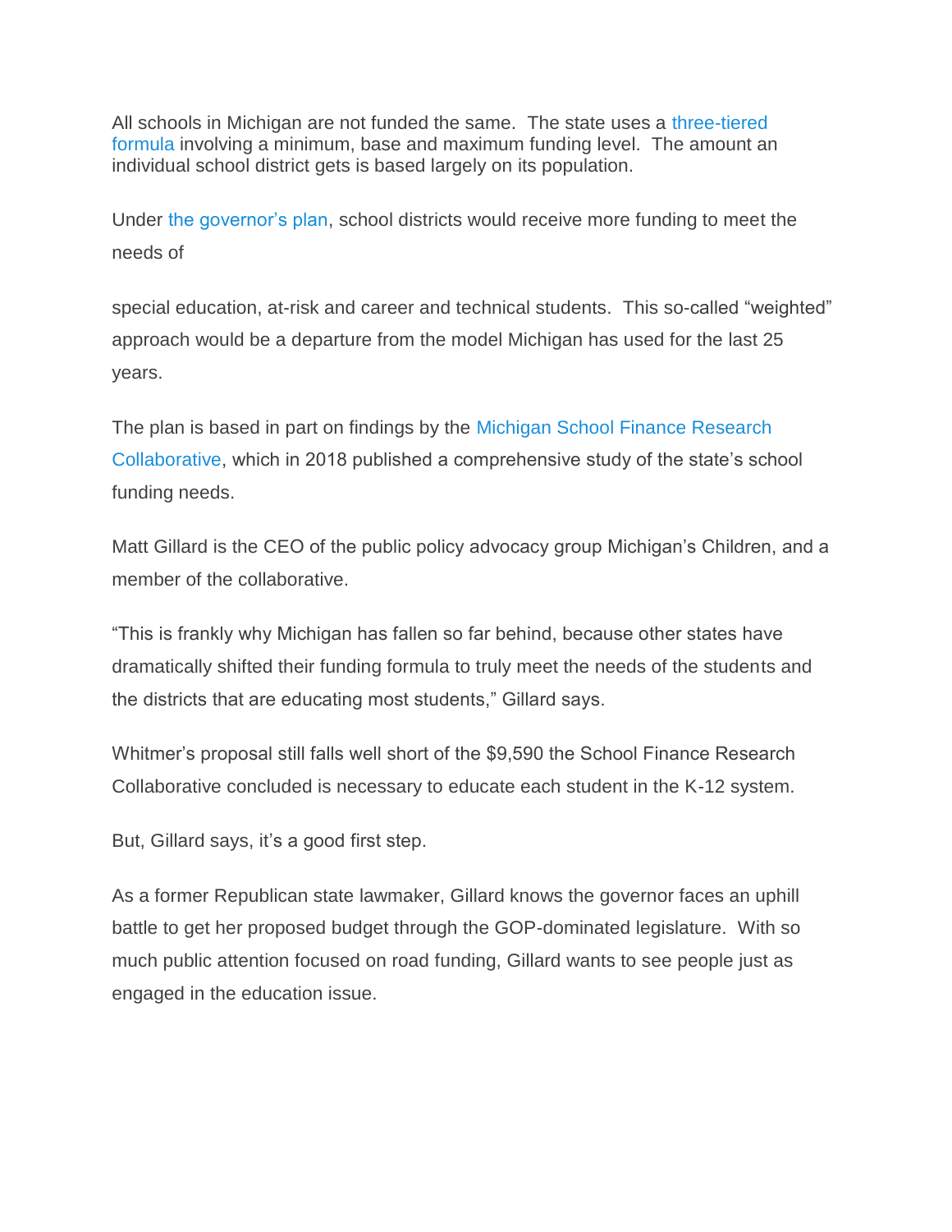All schools in Michigan are not funded the same. The state uses a three-tiered formula involving a minimum, base and maximum funding level. The amount an individual school district gets is based largely on its population.

Under the governor's plan, school districts would receive more funding to meet the needs of special education, at-risk and career and technical students. This so-called "weighted" approach would be a departure from the model Michigan has used for the last 25 years.

The plan is based in part on findings by the Michigan School Finance Research Collaborative, which in 2018 published a comprehensive study of the state's school funding needs.

Matt Gillard is the CEO of the public policy advocacy group Michigan's Children, and a member of the collaborative.

"This is frankly why Michigan has fallen so far behind, because other states have dramatically shifted their funding formula to truly meet the needs of the students and the districts that are educating most students," Gillard says.

Whitmer's proposal still falls well short of the $9,590 the School Finance Research Collaborative concluded is necessary to educate each student in the K-12 system.

But, Gillard says, it's a good first step.

As a former Republican state lawmaker, Gillard knows the governor faces an uphill battle to get her proposed budget through the GOP-dominated legislature. With so much public attention focused on road funding, Gillard wants to see people just as engaged in the education issue.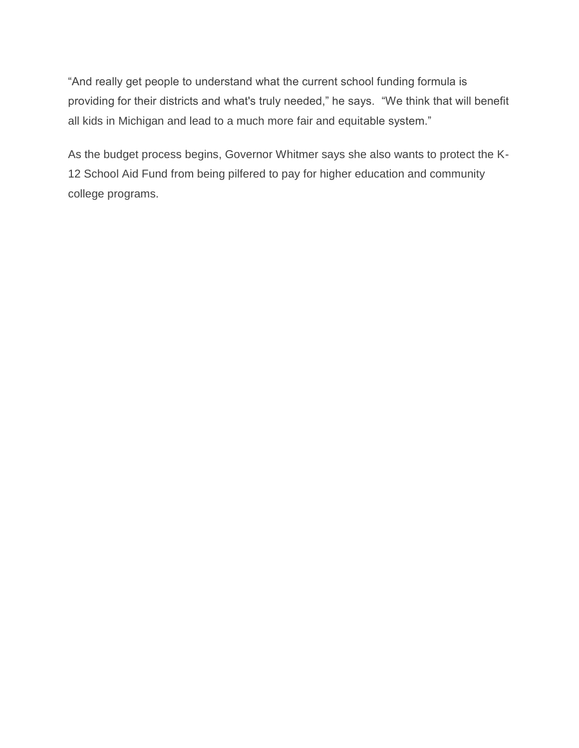“And really get people to understand what the current school funding formula is providing for their districts and what's truly needed,” he says.  “We think that will benefit all kids in Michigan and lead to a much more fair and equitable system.”

As the budget process begins, Governor Whitmer says she also wants to protect the K-12 School Aid Fund from being pilfered to pay for higher education and community college programs.